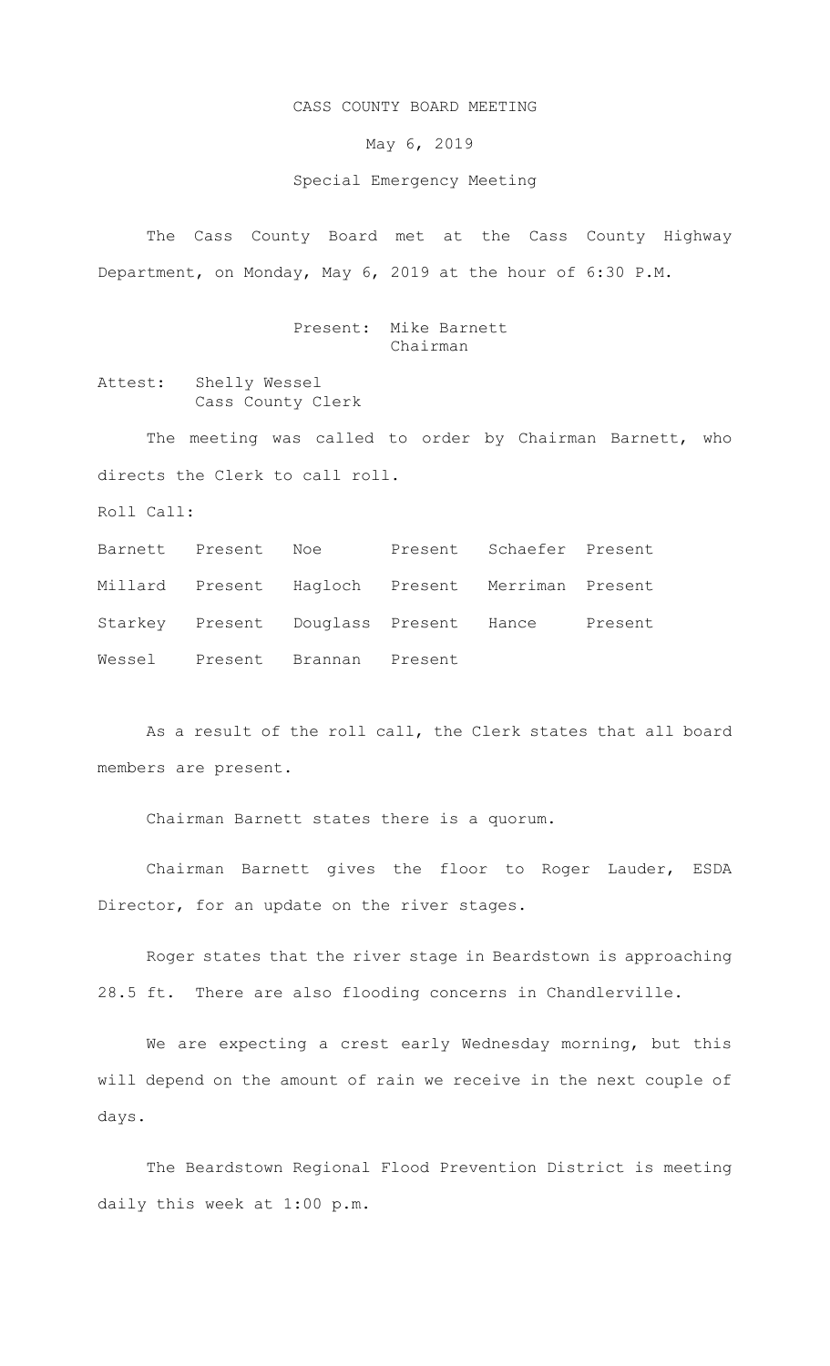# CASS COUNTY BOARD MEETING

## May 6, 2019

### Special Emergency Meeting

The Cass County Board met at the Cass County Highway Department, on Monday, May 6, 2019 at the hour of 6:30 P.M.

Present: Mike Barnett
Chairman

Attest: Shelly Wessel
Cass County Clerk

The meeting was called to order by Chairman Barnett, who directs the Clerk to call roll.

Roll Call:

| | | | | | |
|---|---|---|---|---|---|
| Barnett | Present | Noe | Present | Schaefer | Present |
| Millard | Present | Hagloch | Present | Merriman | Present |
| Starkey | Present | Douglass | Present | Hance | Present |
| Wessel | Present | Brannan | Present | | |

As a result of the roll call, the Clerk states that all board members are present.

Chairman Barnett states there is a quorum.

Chairman Barnett gives the floor to Roger Lauder, ESDA Director, for an update on the river stages.

Roger states that the river stage in Beardstown is approaching 28.5 ft. There are also flooding concerns in Chandlerville.

We are expecting a crest early Wednesday morning, but this will depend on the amount of rain we receive in the next couple of days.

The Beardstown Regional Flood Prevention District is meeting daily this week at 1:00 p.m.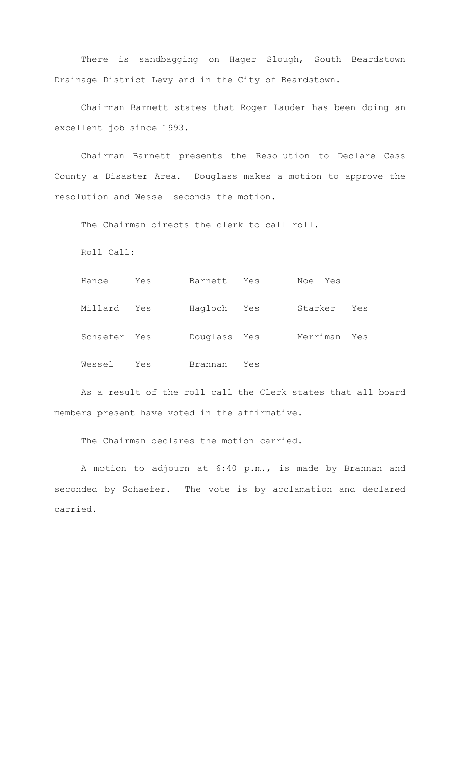There is sandbagging on Hager Slough, South Beardstown Drainage District Levy and in the City of Beardstown.

Chairman Barnett states that Roger Lauder has been doing an excellent job since 1993.

Chairman Barnett presents the Resolution to Declare Cass County a Disaster Area. Douglass makes a motion to approve the resolution and Wessel seconds the motion.

The Chairman directs the clerk to call roll.

Roll Call:

| | | | | | |
|---|---|---|---|---|---|
| Hance | Yes | Barnett | Yes | Noe | Yes |
| Millard | Yes | Hagloch | Yes | Starker | Yes |
| Schaefer | Yes | Douglass | Yes | Merriman | Yes |
| Wessel | Yes | Brannan | Yes | | |

As a result of the roll call the Clerk states that all board members present have voted in the affirmative.

The Chairman declares the motion carried.

A motion to adjourn at 6:40 p.m., is made by Brannan and seconded by Schaefer. The vote is by acclamation and declared carried.